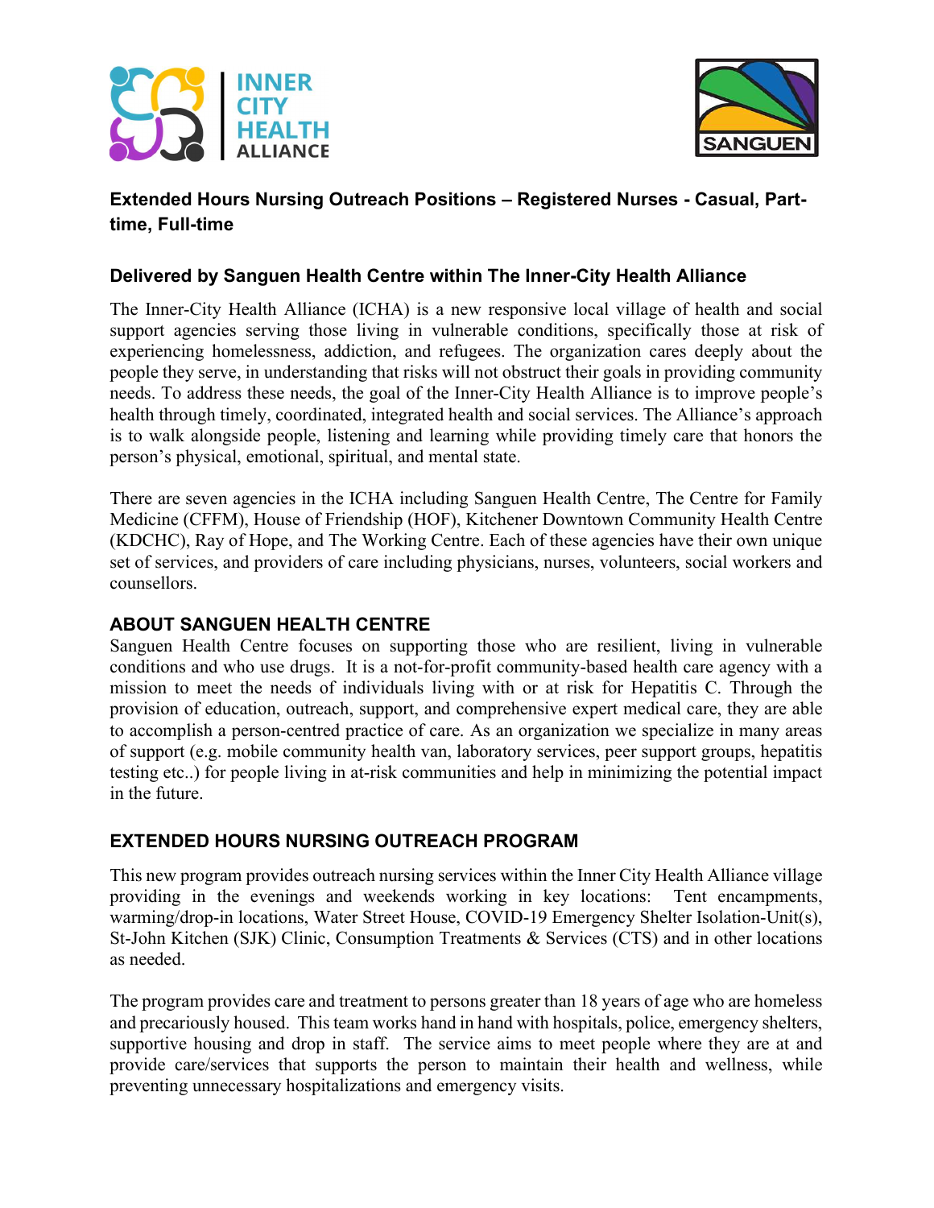# Extended Hours Nursing Outreach Positions – Registered Nurses - Casual, Part-time, Full-time

## Delivered by Sanguen Health Centre within The Inner-City Health Alliance

The Inner-City Health Alliance (ICHA) is a new responsive local village of health and social support agencies serving those living in vulnerable conditions, specifically those at risk of experiencing homelessness, addiction, and refugees. The organization cares deeply about the people they serve, in understanding that risks will not obstruct their goals in providing community needs. To address these needs, the goal of the Inner-City Health Alliance is to improve people's health through timely, coordinated, integrated health and social services. The Alliance's approach is to walk alongside people, listening and learning while providing timely care that honors the person's physical, emotional, spiritual, and mental state.

There are seven agencies in the ICHA including Sanguen Health Centre, The Centre for Family Medicine (CFFM), House of Friendship (HOF), Kitchener Downtown Community Health Centre (KDCHC), Ray of Hope, and The Working Centre. Each of these agencies have their own unique set of services, and providers of care including physicians, nurses, volunteers, social workers and counsellors.

## ABOUT SANGUEN HEALTH CENTRE

Sanguen Health Centre focuses on supporting those who are resilient, living in vulnerable conditions and who use drugs. It is a not-for-profit community-based health care agency with a mission to meet the needs of individuals living with or at risk for Hepatitis C. Through the provision of education, outreach, support, and comprehensive expert medical care, they are able to accomplish a person-centred practice of care. As an organization we specialize in many areas of support (e.g. mobile community health van, laboratory services, peer support groups, hepatitis testing etc..) for people living in at-risk communities and help in minimizing the potential impact in the future.

## EXTENDED HOURS NURSING OUTREACH PROGRAM

This new program provides outreach nursing services within the Inner City Health Alliance village providing in the evenings and weekends working in key locations: Tent encampments, warming/drop-in locations, Water Street House, COVID-19 Emergency Shelter Isolation-Unit(s), St-John Kitchen (SJK) Clinic, Consumption Treatments & Services (CTS) and in other locations as needed.

The program provides care and treatment to persons greater than 18 years of age who are homeless and precariously housed. This team works hand in hand with hospitals, police, emergency shelters, supportive housing and drop in staff. The service aims to meet people where they are at and provide care/services that supports the person to maintain their health and wellness, while preventing unnecessary hospitalizations and emergency visits.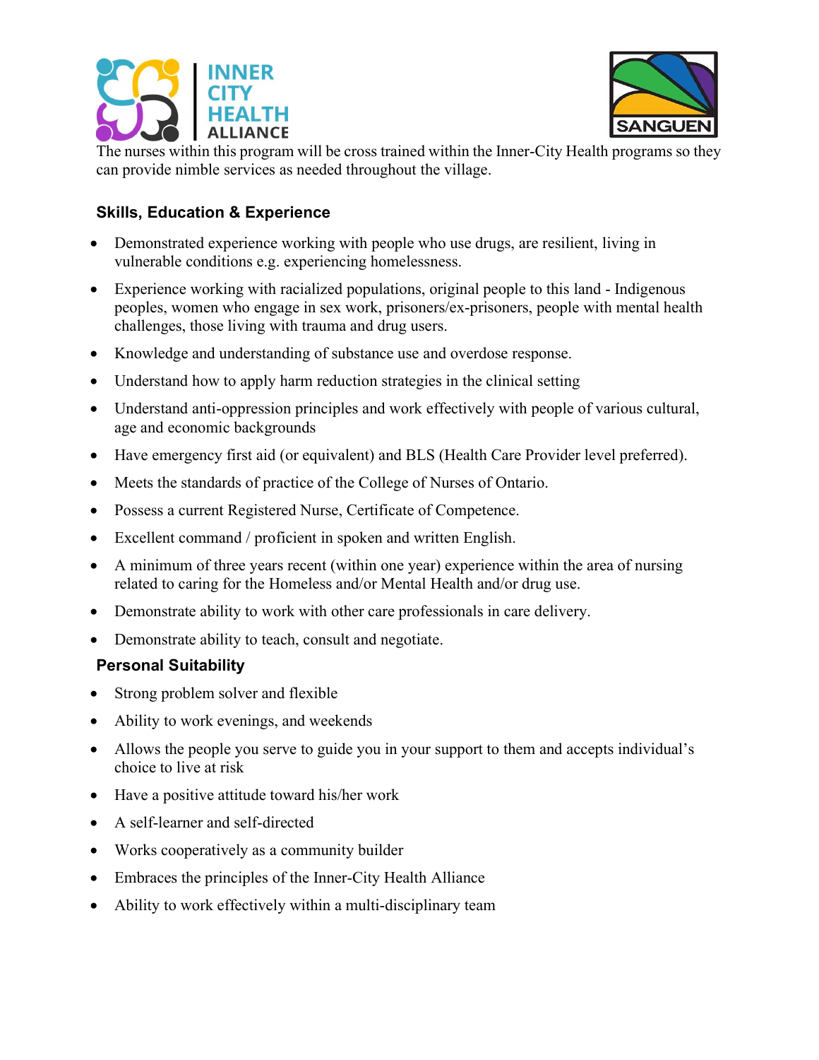The nurses within this program will be cross trained within the Inner-City Health programs so they can provide nimble services as needed throughout the village.

## Skills, Education & Experience

- Demonstrated experience working with people who use drugs, are resilient, living in vulnerable conditions e.g. experiencing homelessness.
- Experience working with racialized populations, original people to this land - Indigenous peoples, women who engage in sex work, prisoners/ex-prisoners, people with mental health challenges, those living with trauma and drug users.
- Knowledge and understanding of substance use and overdose response.
- Understand how to apply harm reduction strategies in the clinical setting
- Understand anti-oppression principles and work effectively with people of various cultural, age and economic backgrounds
- Have emergency first aid (or equivalent) and BLS (Health Care Provider level preferred).
- Meets the standards of practice of the College of Nurses of Ontario.
- Possess a current Registered Nurse, Certificate of Competence.
- Excellent command / proficient in spoken and written English.
- A minimum of three years recent (within one year) experience within the area of nursing related to caring for the Homeless and/or Mental Health and/or drug use.
- Demonstrate ability to work with other care professionals in care delivery.
- Demonstrate ability to teach, consult and negotiate.

## Personal Suitability

- Strong problem solver and flexible
- Ability to work evenings, and weekends
- Allows the people you serve to guide you in your support to them and accepts individual's choice to live at risk
- Have a positive attitude toward his/her work
- A self-learner and self-directed
- Works cooperatively as a community builder
- Embraces the principles of the Inner-City Health Alliance
- Ability to work effectively within a multi-disciplinary team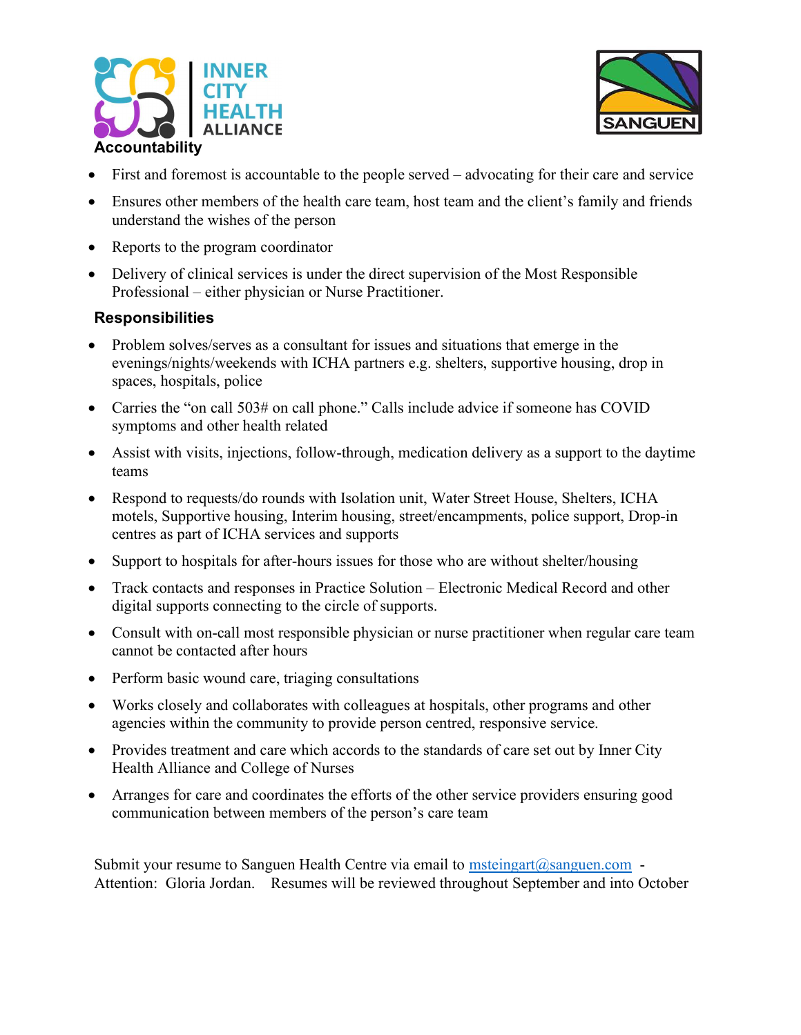## Accountability

- First and foremost is accountable to the people served – advocating for their care and service
- Ensures other members of the health care team, host team and the client's family and friends understand the wishes of the person
- Reports to the program coordinator
- Delivery of clinical services is under the direct supervision of the Most Responsible Professional – either physician or Nurse Practitioner.

## Responsibilities

- Problem solves/serves as a consultant for issues and situations that emerge in the evenings/nights/weekends with ICHA partners e.g. shelters, supportive housing, drop in spaces, hospitals, police
- Carries the "on call 503# on call phone." Calls include advice if someone has COVID symptoms and other health related
- Assist with visits, injections, follow-through, medication delivery as a support to the daytime teams
- Respond to requests/do rounds with Isolation unit, Water Street House, Shelters, ICHA motels, Supportive housing, Interim housing, street/encampments, police support, Drop-in centres as part of ICHA services and supports
- Support to hospitals for after-hours issues for those who are without shelter/housing
- Track contacts and responses in Practice Solution – Electronic Medical Record and other digital supports connecting to the circle of supports.
- Consult with on-call most responsible physician or nurse practitioner when regular care team cannot be contacted after hours
- Perform basic wound care, triaging consultations
- Works closely and collaborates with colleagues at hospitals, other programs and other agencies within the community to provide person centred, responsive service.
- Provides treatment and care which accords to the standards of care set out by Inner City Health Alliance and College of Nurses
- Arranges for care and coordinates the efforts of the other service providers ensuring good communication between members of the person's care team

Submit your resume to Sanguen Health Centre via email to msteingart@sanguen.com - Attention: Gloria Jordan. Resumes will be reviewed throughout September and into October